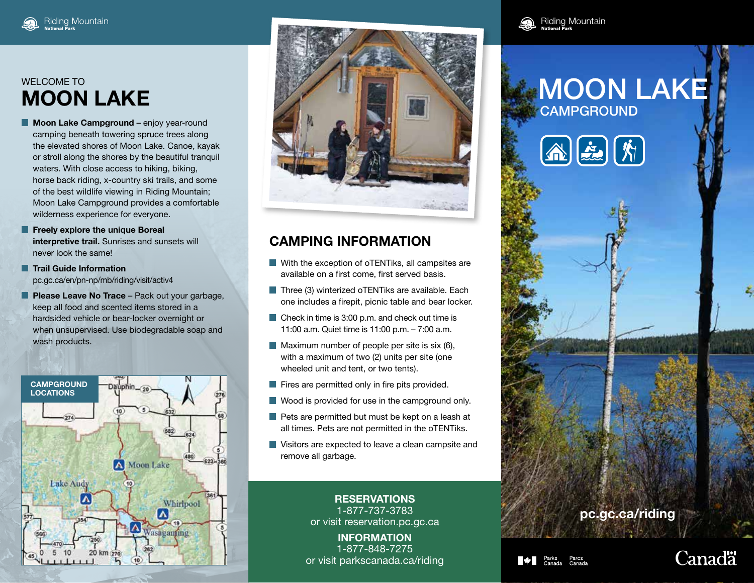WELCOME TO

# MOON LAKE

- **Moon Lake Campground** – enjoy year-round camping beneath towering spruce trees along the elevated shores of Moon Lake. Canoe, kayak or stroll along the shores by the beautiful tranquil waters. With close access to hiking, biking, horse back riding, x-country ski trails, and some of the best wildlife viewing in Riding Mountain; Moon Lake Campground provides a comfortable wilderness experience for everyone.
- **Freely explore the unique Boreal interpretive trail.** Sunrises and sunsets will never look the same!
- **Trail Guide Information** pc.gc.ca/en/pn-np/mb/riding/visit/activ4
- **Please Leave No Trace** – Pack out your garbage, keep all food and scented items stored in a hardsided vehicle or bear-locker overnight or when unsupervised. Use biodegradable soap and wash products.

**CAMPGROUND LOCATIONS**

## CAMPING INFORMATION

- With the exception of oTENTiks, all campsites are available on a first come, first served basis.
- Three (3) winterized oTENTiks are available. Each one includes a firepit, picnic table and bear locker.
- Check in time is 3:00 p.m. and check out time is 11:00 a.m. Quiet time is 11:00 p.m. – 7:00 a.m.
- Maximum number of people per site is six (6), with a maximum of two (2) units per site (one wheeled unit and tent, or two tents).
- Fires are permitted only in fire pits provided.
- Wood is provided for use in the campground only.
- Pets are permitted but must be kept on a leash at all times. Pets are not permitted in the oTENTiks.
- Visitors are expected to leave a clean campsite and remove all garbage.

**RESERVATIONS**
1-877-737-3783
or visit reservation.pc.gc.ca

**INFORMATION**
1-877-848-7275
or visit parkscanada.ca/riding

Riding Mountain National Park

# MOON LAKE CAMPGROUND

**pc.gc.ca/riding**

Parks Canada Parcs Canada

Canada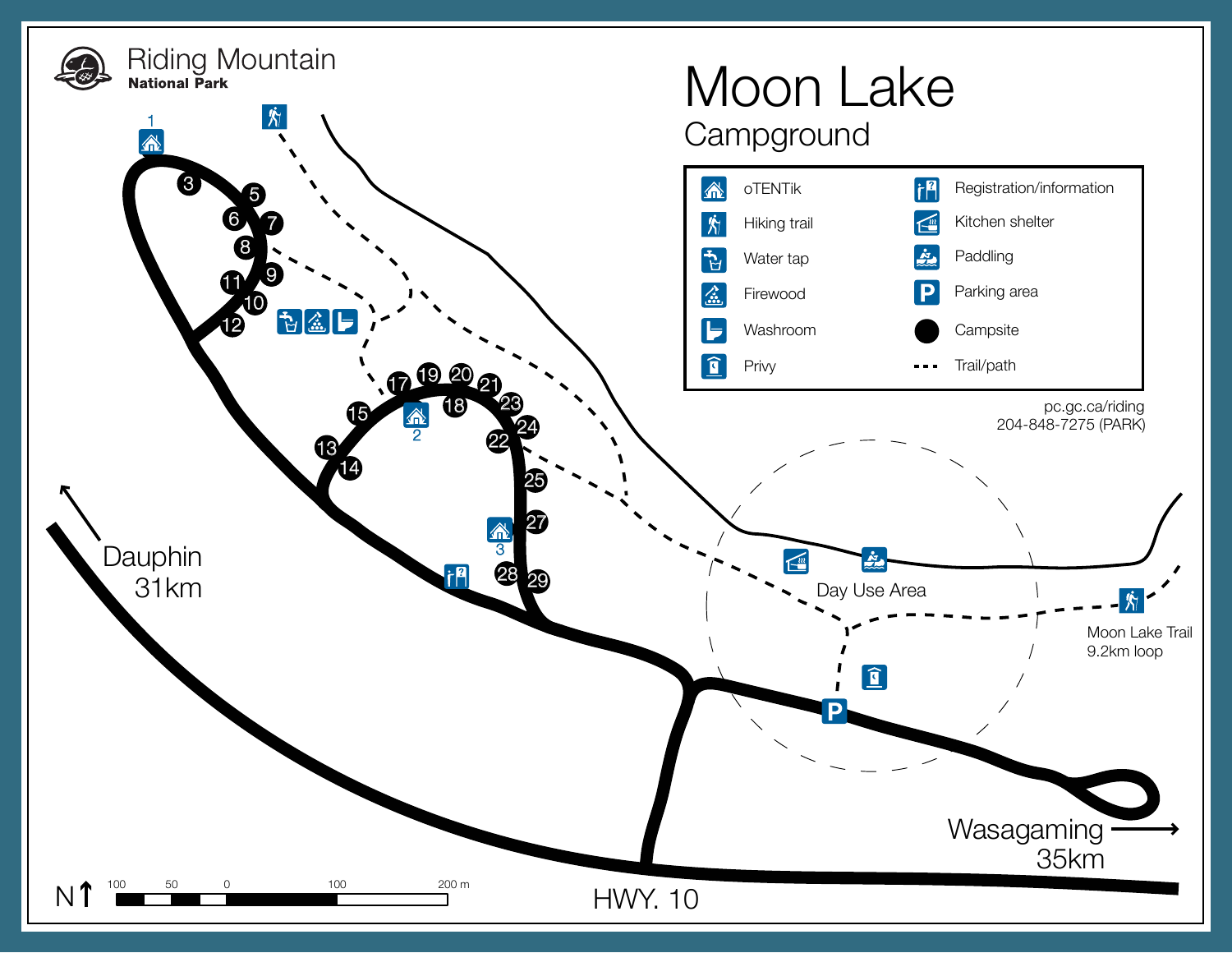Riding Mountain
National Park

# Moon Lake
## Campground

| | | | |
|---|---|---|---|
| oTENTik | | Registration/information | |
| Hiking trail | | Kitchen shelter | |
| Water tap | | Paddling | |
| Firewood | | Parking area | |
| Washroom | | Campsite | |
| Privy | | Trail/path | |

pc.gc.ca/riding
204-848-7275 (PARK)

1
3
5
6
7
8
9
11
10
12
17
19
20
21
18
23
15
2
24
22
13
14
25
3
27
28
29

Dauphin
31km

Day Use Area

Moon Lake Trail
9.2km loop

P

Wasagaming
35km

HWY. 10

N

100
50
0
100
200 m